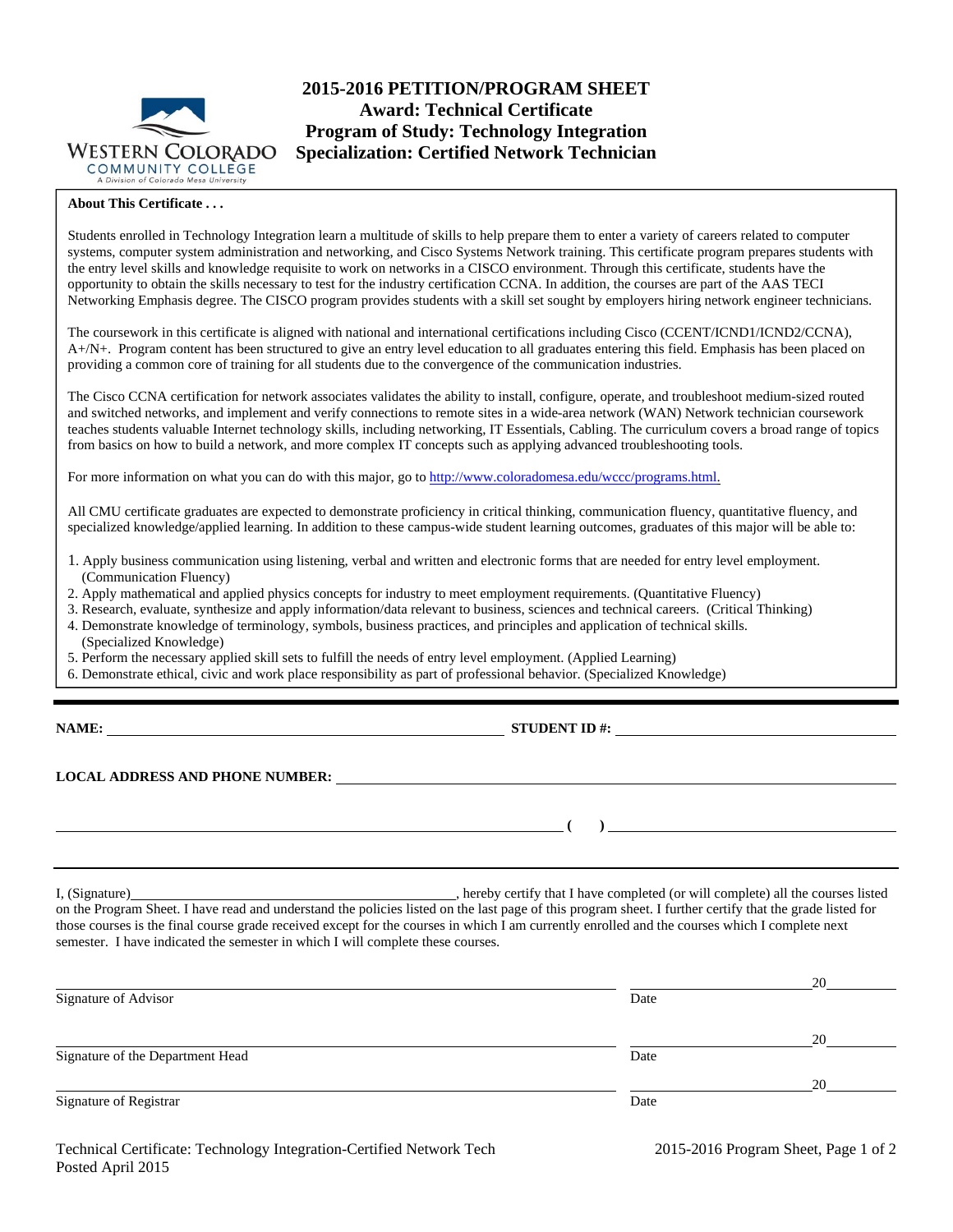WESTERN COLORADO COMMUNITY COLLEGE
A Division of Colorado Mesa University

# 2015-2016 PETITION/PROGRAM SHEET
## Award: Technical Certificate
## Program of Study: Technology Integration
## Specialization: Certified Network Technician

**About This Certificate . . .**

Students enrolled in Technology Integration learn a multitude of skills to help prepare them to enter a variety of careers related to computer systems, computer system administration and networking, and Cisco Systems Network training. This certificate program prepares students with the entry level skills and knowledge requisite to work on networks in a CISCO environment. Through this certificate, students have the opportunity to obtain the skills necessary to test for the industry certification CCNA. In addition, the courses are part of the AAS TECI Networking Emphasis degree. The CISCO program provides students with a skill set sought by employers hiring network engineer technicians.

The coursework in this certificate is aligned with national and international certifications including Cisco (CCENT/ICND1/ICND2/CCNA), A+/N+. Program content has been structured to give an entry level education to all graduates entering this field. Emphasis has been placed on providing a common core of training for all students due to the convergence of the communication industries.

The Cisco CCNA certification for network associates validates the ability to install, configure, operate, and troubleshoot medium-sized routed and switched networks, and implement and verify connections to remote sites in a wide-area network (WAN) Network technician coursework teaches students valuable Internet technology skills, including networking, IT Essentials, Cabling. The curriculum covers a broad range of topics from basics on how to build a network, and more complex IT concepts such as applying advanced troubleshooting tools.

For more information on what you can do with this major, go to http://www.coloradomesa.edu/wccc/programs.html.

All CMU certificate graduates are expected to demonstrate proficiency in critical thinking, communication fluency, quantitative fluency, and specialized knowledge/applied learning. In addition to these campus-wide student learning outcomes, graduates of this major will be able to:

1. Apply business communication using listening, verbal and written and electronic forms that are needed for entry level employment. (Communication Fluency)
2. Apply mathematical and applied physics concepts for industry to meet employment requirements. (Quantitative Fluency)
3. Research, evaluate, synthesize and apply information/data relevant to business, sciences and technical careers. (Critical Thinking)
4. Demonstrate knowledge of terminology, symbols, business practices, and principles and application of technical skills. (Specialized Knowledge)
5. Perform the necessary applied skill sets to fulfill the needs of entry level employment. (Applied Learning)
6. Demonstrate ethical, civic and work place responsibility as part of professional behavior. (Specialized Knowledge)

---

**NAME:** ______________________________ **STUDENT ID #:** ______________________________

**LOCAL ADDRESS AND PHONE NUMBER:** ______________________________

______________________________ **( )** ______________________________

---

I, (Signature)______________________________, hereby certify that I have completed (or will complete) all the courses listed on the Program Sheet. I have read and understand the policies listed on the last page of this program sheet. I further certify that the grade listed for those courses is the final course grade received except for the courses in which I am currently enrolled and the courses which I complete next semester. I have indicated the semester in which I will complete these courses.

______________________________ ______________ 20______
Signature of Advisor Date

______________________________ ______________ 20______
Signature of the Department Head Date

______________________________ ______________ 20______
Signature of Registrar Date

Technical Certificate: Technology Integration-Certified Network Tech
Posted April 2015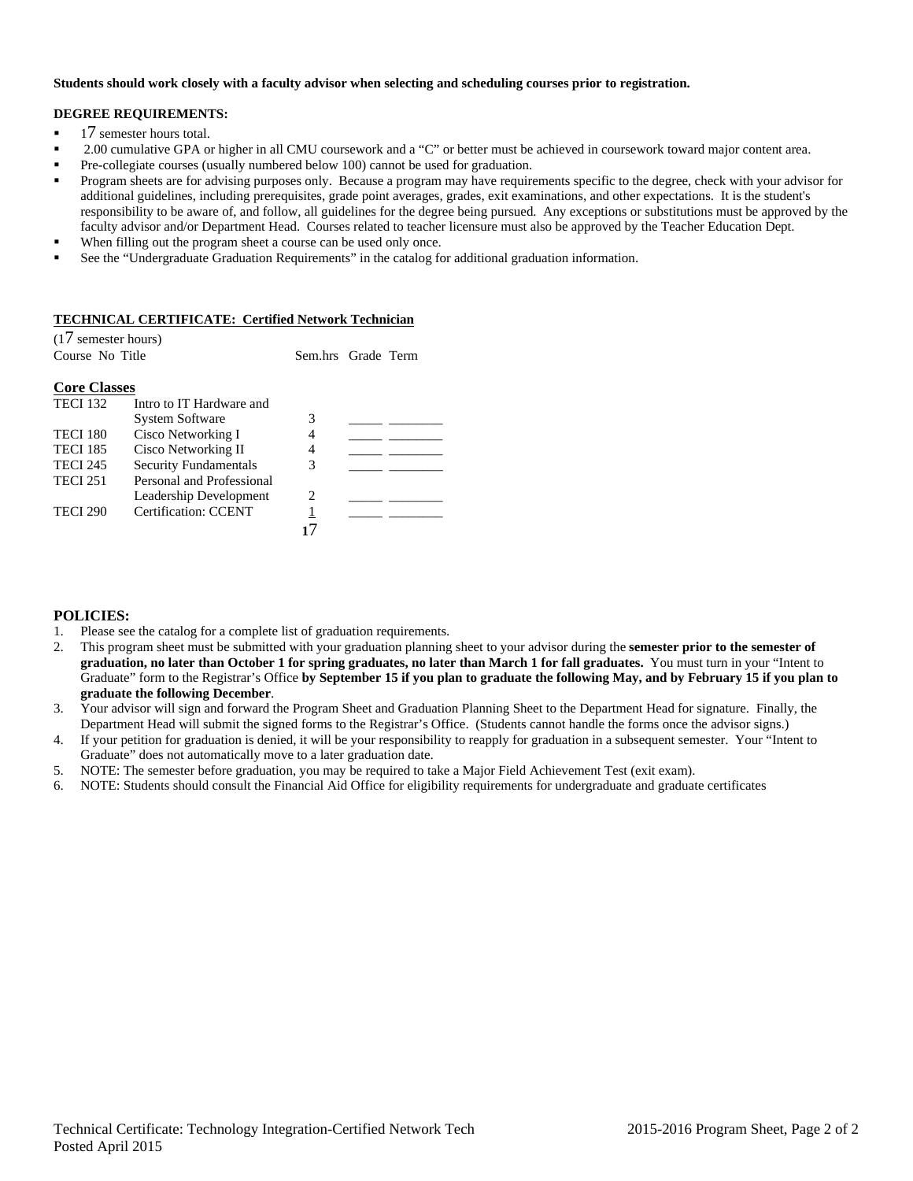**Students should work closely with a faculty advisor when selecting and scheduling courses prior to registration.**

**DEGREE REQUIREMENTS:**

- 17 semester hours total.
- 2.00 cumulative GPA or higher in all CMU coursework and a "C" or better must be achieved in coursework toward major content area.
- Pre-collegiate courses (usually numbered below 100) cannot be used for graduation.
- Program sheets are for advising purposes only. Because a program may have requirements specific to the degree, check with your advisor for additional guidelines, including prerequisites, grade point averages, grades, exit examinations, and other expectations. It is the student's responsibility to be aware of, and follow, all guidelines for the degree being pursued. Any exceptions or substitutions must be approved by the faculty advisor and/or Department Head. Courses related to teacher licensure must also be approved by the Teacher Education Dept.
- When filling out the program sheet a course can be used only once.
- See the "Undergraduate Graduation Requirements" in the catalog for additional graduation information.

**TECHNICAL CERTIFICATE: Certified Network Technician**

(17 semester hours)

| Course No | Title | Sem.hrs | Grade | Term |
|---|---|---|---|---|
| **Core Classes** | | | | |
| TECI 132 | Intro to IT Hardware and System Software | 3 | _____ | ________ |
| TECI 180 | Cisco Networking I | 4 | _____ | ________ |
| TECI 185 | Cisco Networking II | 4 | _____ | ________ |
| TECI 245 | Security Fundamentals | 3 | _____ | ________ |
| TECI 251 | Personal and Professional Leadership Development | 2 | _____ | ________ |
| TECI 290 | Certification: CCENT | 1 | _____ | ________ |
| | | **17** | | |

**POLICIES:**

1. Please see the catalog for a complete list of graduation requirements.
2. This program sheet must be submitted with your graduation planning sheet to your advisor during the **semester prior to the semester of graduation, no later than October 1 for spring graduates, no later than March 1 for fall graduates.** You must turn in your "Intent to Graduate" form to the Registrar's Office **by September 15 if you plan to graduate the following May, and by February 15 if you plan to graduate the following December**.
3. Your advisor will sign and forward the Program Sheet and Graduation Planning Sheet to the Department Head for signature. Finally, the Department Head will submit the signed forms to the Registrar's Office. (Students cannot handle the forms once the advisor signs.)
4. If your petition for graduation is denied, it will be your responsibility to reapply for graduation in a subsequent semester. Your "Intent to Graduate" does not automatically move to a later graduation date.
5. NOTE: The semester before graduation, you may be required to take a Major Field Achievement Test (exit exam).
6. NOTE: Students should consult the Financial Aid Office for eligibility requirements for undergraduate and graduate certificates

Technical Certificate: Technology Integration-Certified Network Tech
Posted April 2015